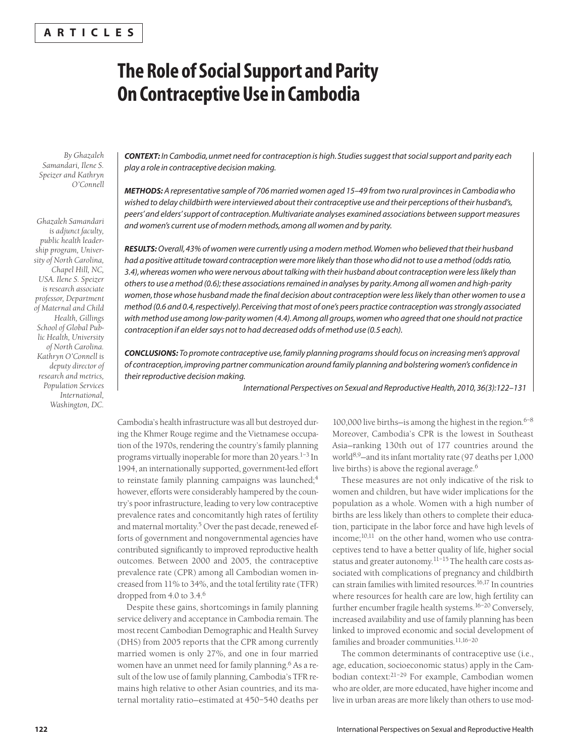**ARTICLES**

# The Role of Social Support and Parity On Contraceptive Use in Cambodia

*By Ghazaleh Samandari, Ilene S. Speizer and Kathryn O'Connell*

*Ghazaleh Samandari is adjunct faculty, public health leadership program, University of North Carolina, Chapel Hill, NC, USA. Ilene S. Speizer is research associate professor, Department of Maternal and Child Health, Gillings School of Global Public Health, University of North Carolina. Kathryn O'Connell is deputy director of research and metrics, Population Services International, Washington, DC.*

***CONTEXT:*** *In Cambodia, unmet need for contraception is high. Studies suggest that social support and parity each play a role in contraceptive decision making.*

***METHODS:*** *A representative sample of 706 married women aged 15–49 from two rural provinces in Cambodia who wished to delay childbirth were interviewed about their contraceptive use and their perceptions of their husband's, peers' and elders' support of contraception. Multivariate analyses examined associations between support measures and women's current use of modern methods, among all women and by parity.*

***RESULTS:*** *Overall, 43% of women were currently using a modern method. Women who believed that their husband had a positive attitude toward contraception were more likely than those who did not to use a method (odds ratio, 3.4), whereas women who were nervous about talking with their husband about contraception were less likely than others to use a method (0.6); these associations remained in analyses by parity. Among all women and high-parity women, those whose husband made the final decision about contraception were less likely than other women to use a method (0.6 and 0.4, respectively). Perceiving that most of one's peers practice contraception was strongly associated with method use among low-parity women (4.4). Among all groups, women who agreed that one should not practice contraception if an elder says not to had decreased odds of method use (0.5 each).*

***CONCLUSIONS:*** *To promote contraceptive use, family planning programs should focus on increasing men's approval of contraception, improving partner communication around family planning and bolstering women's confidence in their reproductive decision making.*

*International Perspectives on Sexual and Reproductive Health, 2010, 36(3):122–131*

Cambodia's health infrastructure was all but destroyed during the Khmer Rouge regime and the Vietnamese occupation of the 1970s, rendering the country's family planning programs virtually inoperable for more than 20 years.[1–3] In 1994, an internationally supported, government-led effort to reinstate family planning campaigns was launched;[4] however, efforts were considerably hampered by the country's poor infrastructure, leading to very low contraceptive prevalence rates and concomitantly high rates of fertility and maternal mortality.[5] Over the past decade, renewed efforts of government and nongovernmental agencies have contributed significantly to improved reproductive health outcomes. Between 2000 and 2005, the contraceptive prevalence rate (CPR) among all Cambodian women increased from 11% to 34%, and the total fertility rate (TFR) dropped from 4.0 to 3.4.[6]

Despite these gains, shortcomings in family planning service delivery and acceptance in Cambodia remain. The most recent Cambodian Demographic and Health Survey (DHS) from 2005 reports that the CPR among currently married women is only 27%, and one in four married women have an unmet need for family planning.[6] As a result of the low use of family planning, Cambodia's TFR remains high relative to other Asian countries, and its maternal mortality ratio—estimated at 450–540 deaths per 100,000 live births—is among the highest in the region.[6–8] Moreover, Cambodia's CPR is the lowest in Southeast Asia—ranking 130th out of 177 countries around the world[8,9]—and its infant mortality rate (97 deaths per 1,000 live births) is above the regional average.[6]

These measures are not only indicative of the risk to women and children, but have wider implications for the population as a whole. Women with a high number of births are less likely than others to complete their education, participate in the labor force and have high levels of income;[10,11] on the other hand, women who use contraceptives tend to have a better quality of life, higher social status and greater autonomy.[11–15] The health care costs associated with complications of pregnancy and childbirth can strain families with limited resources.[16,17] In countries where resources for health care are low, high fertility can further encumber fragile health systems.[16–20] Conversely, increased availability and use of family planning has been linked to improved economic and social development of families and broader communities.[11,16–20]

The common determinants of contraceptive use (i.e., age, education, socioeconomic status) apply in the Cambodian context:[21–29] For example, Cambodian women who are older, are more educated, have higher income and live in urban areas are more likely than others to use mod-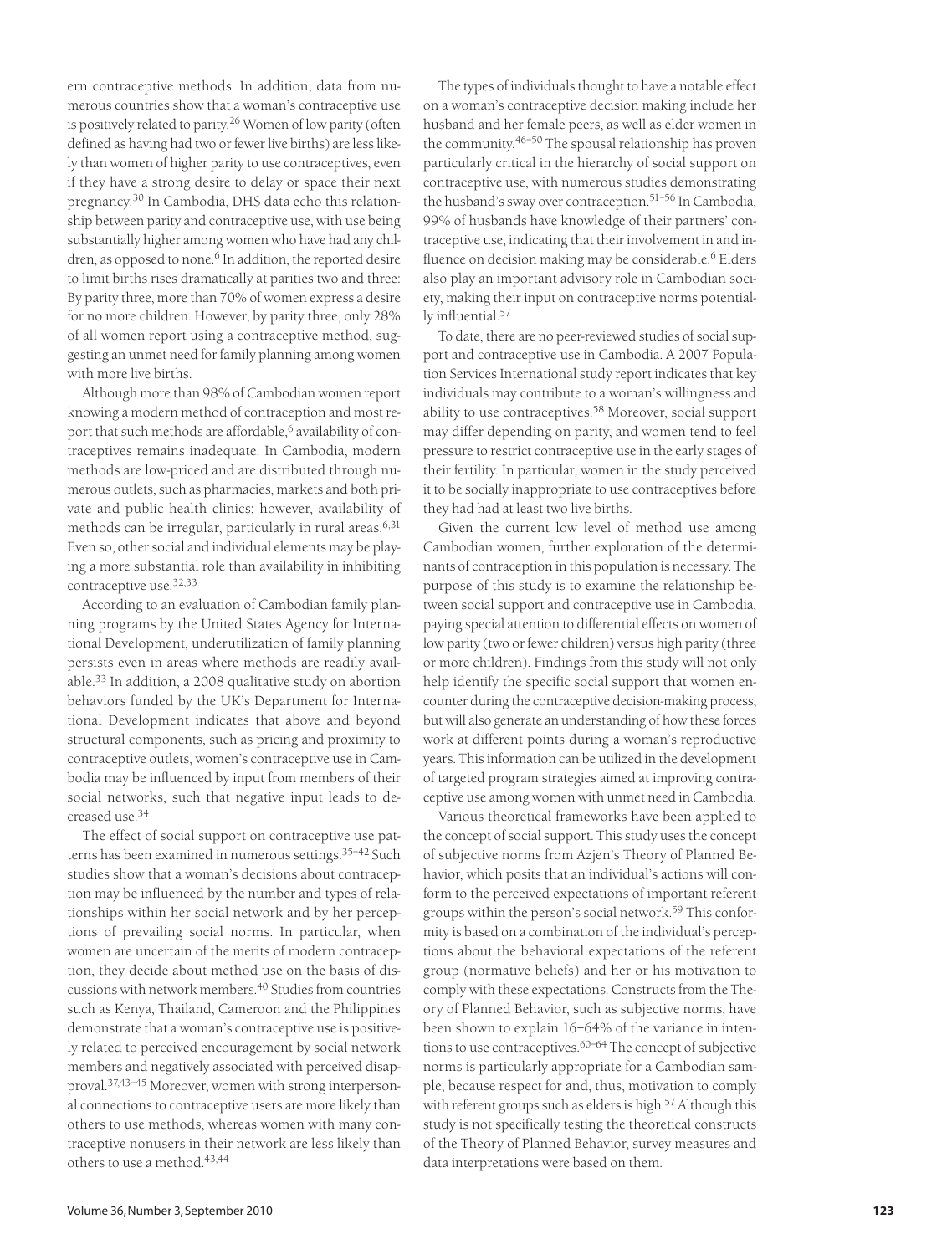ern contraceptive methods. In addition, data from numerous countries show that a woman's contraceptive use is positively related to parity.[26] Women of low parity (often defined as having had two or fewer live births) are less likely than women of higher parity to use contraceptives, even if they have a strong desire to delay or space their next pregnancy.[30] In Cambodia, DHS data echo this relationship between parity and contraceptive use, with use being substantially higher among women who have had any children, as opposed to none.[6] In addition, the reported desire to limit births rises dramatically at parities two and three: By parity three, more than 70% of women express a desire for no more children. However, by parity three, only 28% of all women report using a contraceptive method, suggesting an unmet need for family planning among women with more live births.

Although more than 98% of Cambodian women report knowing a modern method of contraception and most report that such methods are affordable,[6] availability of contraceptives remains inadequate. In Cambodia, modern methods are low-priced and are distributed through numerous outlets, such as pharmacies, markets and both private and public health clinics; however, availability of methods can be irregular, particularly in rural areas.[6,31] Even so, other social and individual elements may be playing a more substantial role than availability in inhibiting contraceptive use.[32,33]

According to an evaluation of Cambodian family planning programs by the United States Agency for International Development, underutilization of family planning persists even in areas where methods are readily available.[33] In addition, a 2008 qualitative study on abortion behaviors funded by the UK's Department for International Development indicates that above and beyond structural components, such as pricing and proximity to contraceptive outlets, women's contraceptive use in Cambodia may be influenced by input from members of their social networks, such that negative input leads to decreased use.[34]

The effect of social support on contraceptive use patterns has been examined in numerous settings.[35–42] Such studies show that a woman's decisions about contraception may be influenced by the number and types of relationships within her social network and by her perceptions of prevailing social norms. In particular, when women are uncertain of the merits of modern contraception, they decide about method use on the basis of discussions with network members.[40] Studies from countries such as Kenya, Thailand, Cameroon and the Philippines demonstrate that a woman's contraceptive use is positively related to perceived encouragement by social network members and negatively associated with perceived disapproval.[37,43–45] Moreover, women with strong interpersonal connections to contraceptive users are more likely than others to use methods, whereas women with many contraceptive nonusers in their network are less likely than others to use a method.[43,44]

The types of individuals thought to have a notable effect on a woman's contraceptive decision making include her husband and her female peers, as well as elder women in the community.[46–50] The spousal relationship has proven particularly critical in the hierarchy of social support on contraceptive use, with numerous studies demonstrating the husband's sway over contraception.[51–56] In Cambodia, 99% of husbands have knowledge of their partners' contraceptive use, indicating that their involvement in and influence on decision making may be considerable.[6] Elders also play an important advisory role in Cambodian society, making their input on contraceptive norms potentially influential.[57]

To date, there are no peer-reviewed studies of social support and contraceptive use in Cambodia. A 2007 Population Services International study report indicates that key individuals may contribute to a woman's willingness and ability to use contraceptives.[58] Moreover, social support may differ depending on parity, and women tend to feel pressure to restrict contraceptive use in the early stages of their fertility. In particular, women in the study perceived it to be socially inappropriate to use contraceptives before they had had at least two live births.

Given the current low level of method use among Cambodian women, further exploration of the determinants of contraception in this population is necessary. The purpose of this study is to examine the relationship between social support and contraceptive use in Cambodia, paying special attention to differential effects on women of low parity (two or fewer children) versus high parity (three or more children). Findings from this study will not only help identify the specific social support that women encounter during the contraceptive decision-making process, but will also generate an understanding of how these forces work at different points during a woman's reproductive years. This information can be utilized in the development of targeted program strategies aimed at improving contraceptive use among women with unmet need in Cambodia.

Various theoretical frameworks have been applied to the concept of social support. This study uses the concept of subjective norms from Azjen's Theory of Planned Behavior, which posits that an individual's actions will conform to the perceived expectations of important referent groups within the person's social network.[59] This conformity is based on a combination of the individual's perceptions about the behavioral expectations of the referent group (normative beliefs) and her or his motivation to comply with these expectations. Constructs from the Theory of Planned Behavior, such as subjective norms, have been shown to explain 16–64% of the variance in intentions to use contraceptives.[60–64] The concept of subjective norms is particularly appropriate for a Cambodian sample, because respect for and, thus, motivation to comply with referent groups such as elders is high.[57] Although this study is not specifically testing the theoretical constructs of the Theory of Planned Behavior, survey measures and data interpretations were based on them.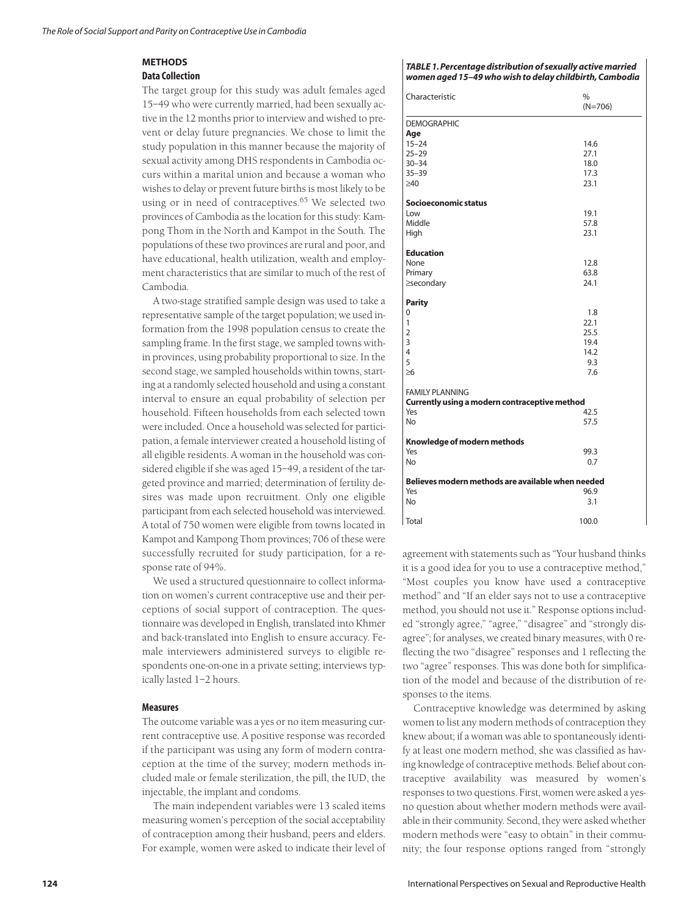## METHODS

### Data Collection

The target group for this study was adult females aged 15–49 who were currently married, had been sexually active in the 12 months prior to interview and wished to prevent or delay future pregnancies. We chose to limit the study population in this manner because the majority of sexual activity among DHS respondents in Cambodia occurs within a marital union and because a woman who wishes to delay or prevent future births is most likely to be using or in need of contraceptives.[65] We selected two provinces of Cambodia as the location for this study: Kampong Thom in the North and Kampot in the South. The populations of these two provinces are rural and poor, and have educational, health utilization, wealth and employment characteristics that are similar to much of the rest of Cambodia.

A two-stage stratified sample design was used to take a representative sample of the target population; we used information from the 1998 population census to create the sampling frame. In the first stage, we sampled towns within provinces, using probability proportional to size. In the second stage, we sampled households within towns, starting at a randomly selected household and using a constant interval to ensure an equal probability of selection per household. Fifteen households from each selected town were included. Once a household was selected for participation, a female interviewer created a household listing of all eligible residents. A woman in the household was considered eligible if she was aged 15–49, a resident of the targeted province and married; determination of fertility desires was made upon recruitment. Only one eligible participant from each selected household was interviewed. A total of 750 women were eligible from towns located in Kampot and Kampong Thom provinces; 706 of these were successfully recruited for study participation, for a response rate of 94%.

We used a structured questionnaire to collect information on women's current contraceptive use and their perceptions of social support of contraception. The questionnaire was developed in English, translated into Khmer and back-translated into English to ensure accuracy. Female interviewers administered surveys to eligible respondents one-on-one in a private setting; interviews typically lasted 1–2 hours.

### Measures

The outcome variable was a yes or no item measuring current contraceptive use. A positive response was recorded if the participant was using any form of modern contraception at the time of the survey; modern methods included male or female sterilization, the pill, the IUD, the injectable, the implant and condoms.

The main independent variables were 13 scaled items measuring women's perception of the social acceptability of contraception among their husband, peers and elders. For example, women were asked to indicate their level of agreement with statements such as "Your husband thinks it is a good idea for you to use a contraceptive method," "Most couples you know have used a contraceptive method" and "If an elder says not to use a contraceptive method, you should not use it." Response options included "strongly agree," "agree," "disagree" and "strongly disagree"; for analyses, we created binary measures, with 0 reflecting the two "disagree" responses and 1 reflecting the two "agree" responses. This was done both for simplification of the model and because of the distribution of responses to the items.

Contraceptive knowledge was determined by asking women to list any modern methods of contraception they knew about; if a woman was able to spontaneously identify at least one modern method, she was classified as having knowledge of contraceptive methods. Belief about contraceptive availability was measured by women's responses to two questions. First, women were asked a yes-no question about whether modern methods were available in their community. Second, they were asked whether modern methods were "easy to obtain" in their community; the four response options ranged from "strongly

***TABLE 1. Percentage distribution of sexually active married women aged 15–49 who wish to delay childbirth, Cambodia***

| Characteristic | % (N=706) |
|---|---|
| DEMOGRAPHIC | |
| **Age** | |
| 15–24 | 14.6 |
| 25–29 | 27.1 |
| 30–34 | 18.0 |
| 35–39 | 17.3 |
| ≥40 | 23.1 |
| **Socioeconomic status** | |
| Low | 19.1 |
| Middle | 57.8 |
| High | 23.1 |
| **Education** | |
| None | 12.8 |
| Primary | 63.8 |
| ≥secondary | 24.1 |
| **Parity** | |
| 0 | 1.8 |
| 1 | 22.1 |
| 2 | 25.5 |
| 3 | 19.4 |
| 4 | 14.2 |
| 5 | 9.3 |
| ≥6 | 7.6 |
| FAMILY PLANNING | |
| **Currently using a modern contraceptive method** | |
| Yes | 42.5 |
| No | 57.5 |
| **Knowledge of modern methods** | |
| Yes | 99.3 |
| No | 0.7 |
| **Believes modern methods are available when needed** | |
| Yes | 96.9 |
| No | 3.1 |
| Total | 100.0 |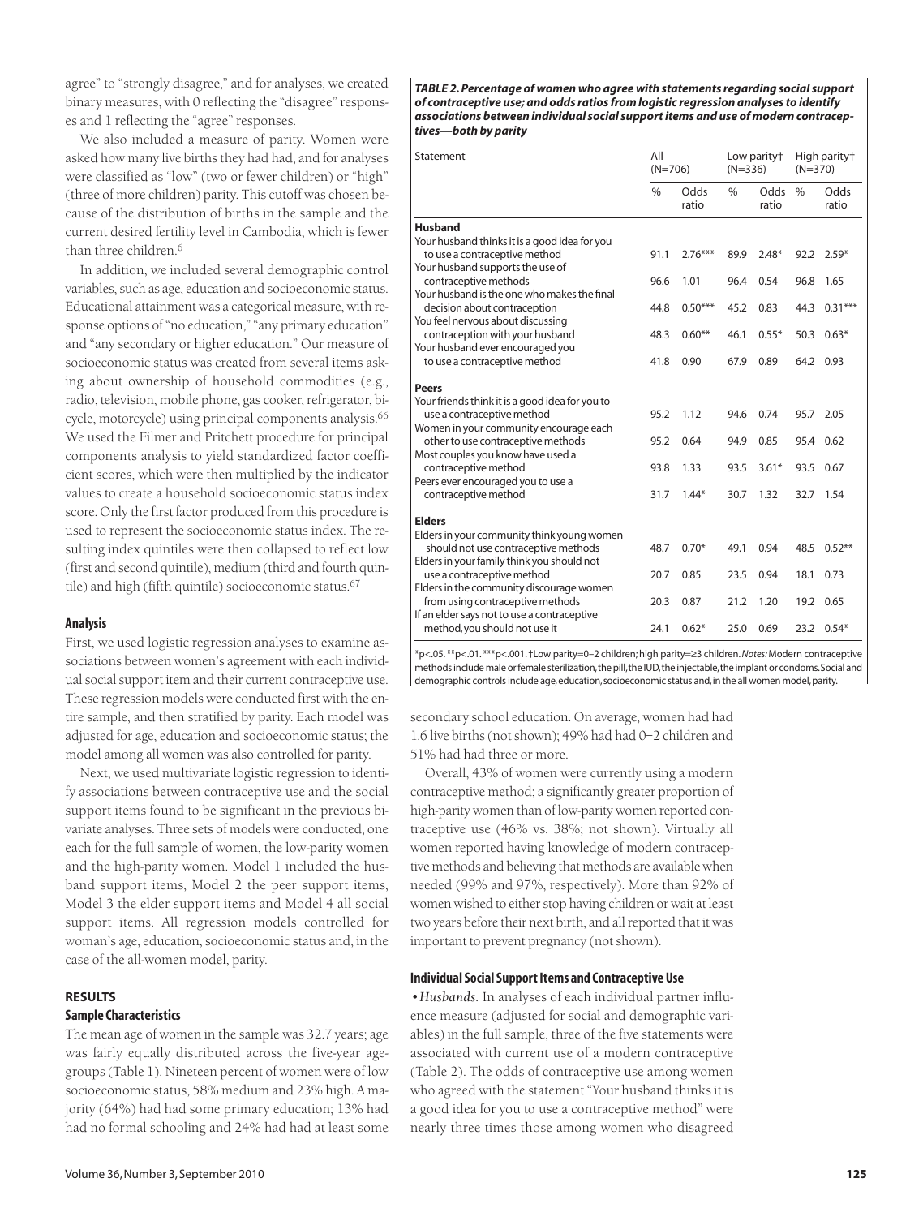agree" to "strongly disagree," and for analyses, we created binary measures, with 0 reflecting the "disagree" responses and 1 reflecting the "agree" responses.

We also included a measure of parity. Women were asked how many live births they had had, and for analyses were classified as "low" (two or fewer children) or "high" (three of more children) parity. This cutoff was chosen because of the distribution of births in the sample and the current desired fertility level in Cambodia, which is fewer than three children.[6]

In addition, we included several demographic control variables, such as age, education and socioeconomic status. Educational attainment was a categorical measure, with response options of "no education," "any primary education" and "any secondary or higher education." Our measure of socioeconomic status was created from several items asking about ownership of household commodities (e.g., radio, television, mobile phone, gas cooker, refrigerator, bicycle, motorcycle) using principal components analysis.[66] We used the Filmer and Pritchett procedure for principal components analysis to yield standardized factor coefficient scores, which were then multiplied by the indicator values to create a household socioeconomic status index score. Only the first factor produced from this procedure is used to represent the socioeconomic status index. The resulting index quintiles were then collapsed to reflect low (first and second quintile), medium (third and fourth quintile) and high (fifth quintile) socioeconomic status.[67]

### Analysis

First, we used logistic regression analyses to examine associations between women's agreement with each individual social support item and their current contraceptive use. These regression models were conducted first with the entire sample, and then stratified by parity. Each model was adjusted for age, education and socioeconomic status; the model among all women was also controlled for parity.

Next, we used multivariate logistic regression to identify associations between contraceptive use and the social support items found to be significant in the previous bivariate analyses. Three sets of models were conducted, one each for the full sample of women, the low-parity women and the high-parity women. Model 1 included the husband support items, Model 2 the peer support items, Model 3 the elder support items and Model 4 all social support items. All regression models controlled for woman's age, education, socioeconomic status and, in the case of the all-women model, parity.

**TABLE 2. Percentage of women who agree with statements regarding social support of contraceptive use; and odds ratios from logistic regression analyses to identify associations between individual social support items and use of modern contraceptives—both by parity**

| Statement | All (N=706) | | Low parity† (N=336) | | High parity† (N=370) | |
|---|---|---|---|---|---|---|
| | % | Odds ratio | % | Odds ratio | % | Odds ratio |
| **Husband** | | | | | | |
| Your husband thinks it is a good idea for you to use a contraceptive method | 91.1 | 2.76*** | 89.9 | 2.48* | 92.2 | 2.59* |
| Your husband supports the use of contraceptive methods | 96.6 | 1.01 | 96.4 | 0.54 | 96.8 | 1.65 |
| Your husband is the one who makes the final decision about contraception | 44.8 | 0.50*** | 45.2 | 0.83 | 44.3 | 0.31*** |
| You feel nervous about discussing contraception with your husband | 48.3 | 0.60** | 46.1 | 0.55* | 50.3 | 0.63* |
| Your husband ever encouraged you to use a contraceptive method | 41.8 | 0.90 | 67.9 | 0.89 | 64.2 | 0.93 |
| **Peers** | | | | | | |
| Your friends think it is a good idea for you to use a contraceptive method | 95.2 | 1.12 | 94.6 | 0.74 | 95.7 | 2.05 |
| Women in your community encourage each other to use contraceptive methods | 95.2 | 0.64 | 94.9 | 0.85 | 95.4 | 0.62 |
| Most couples you know have used a contraceptive method | 93.8 | 1.33 | 93.5 | 3.61* | 93.5 | 0.67 |
| Peers ever encouraged you to use a contraceptive method | 31.7 | 1.44* | 30.7 | 1.32 | 32.7 | 1.54 |
| **Elders** | | | | | | |
| Elders in your community think young women should not use contraceptive methods | 48.7 | 0.70* | 49.1 | 0.94 | 48.5 | 0.52** |
| Elders in your family think you should not use a contraceptive method | 20.7 | 0.85 | 23.5 | 0.94 | 18.1 | 0.73 |
| Elders in the community discourage women from using contraceptive methods | 20.3 | 0.87 | 21.2 | 1.20 | 19.2 | 0.65 |
| If an elder says not to use a contraceptive method, you should not use it | 24.1 | 0.62* | 25.0 | 0.69 | 23.2 | 0.54* |

*p<.05. **p<.01. ***p<.001. †Low parity=0–2 children; high parity=≥3 children. *Notes:* Modern contraceptive methods include male or female sterilization, the pill, the IUD, the injectable, the implant or condoms. Social and demographic controls include age, education, socioeconomic status and, in the all women model, parity.

## RESULTS

### Sample Characteristics

The mean age of women in the sample was 32.7 years; age was fairly equally distributed across the five-year age-groups (Table 1). Nineteen percent of women were of low socioeconomic status, 58% medium and 23% high. A majority (64%) had had some primary education; 13% had had no formal schooling and 24% had had at least some secondary school education. On average, women had had 1.6 live births (not shown); 49% had had 0–2 children and 51% had had three or more.

Overall, 43% of women were currently using a modern contraceptive method; a significantly greater proportion of high-parity women than of low-parity women reported contraceptive use (46% vs. 38%; not shown). Virtually all women reported having knowledge of modern contraceptive methods and believing that methods are available when needed (99% and 97%, respectively). More than 92% of women wished to either stop having children or wait at least two years before their next birth, and all reported that it was important to prevent pregnancy (not shown).

### Individual Social Support Items and Contraceptive Use

• *Husbands.* In analyses of each individual partner influence measure (adjusted for social and demographic variables) in the full sample, three of the five statements were associated with current use of a modern contraceptive (Table 2). The odds of contraceptive use among women who agreed with the statement "Your husband thinks it is a good idea for you to use a contraceptive method" were nearly three times those among women who disagreed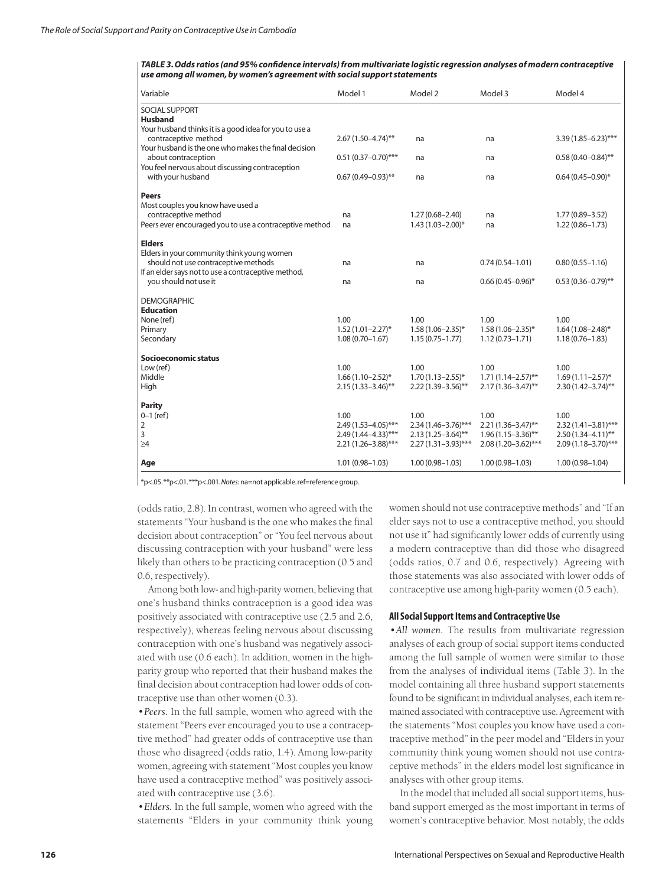**TABLE 3. Odds ratios (and 95% confidence intervals) from multivariate logistic regression analyses of modern contraceptive use among all women, by women's agreement with social support statements**

| Variable | Model 1 | Model 2 | Model 3 | Model 4 |
|---|---|---|---|---|
| SOCIAL SUPPORT | | | | |
| **Husband** | | | | |
| Your husband thinks it is a good idea for you to use a contraceptive method | 2.67 (1.50–4.74)** | na | na | 3.39 (1.85–6.23)*** |
| Your husband is the one who makes the final decision about contraception | 0.51 (0.37–0.70)*** | na | na | 0.58 (0.40–0.84)** |
| You feel nervous about discussing contraception with your husband | 0.67 (0.49–0.93)** | na | na | 0.64 (0.45–0.90)* |
| **Peers** | | | | |
| Most couples you know have used a contraceptive method | na | 1.27 (0.68–2.40) | na | 1.77 (0.89–3.52) |
| Peers ever encouraged you to use a contraceptive method | na | 1.43 (1.03–2.00)* | na | 1.22 (0.86–1.73) |
| **Elders** | | | | |
| Elders in your community think young women should not use contraceptive methods | na | na | 0.74 (0.54–1.01) | 0.80 (0.55–1.16) |
| If an elder says not to use a contraceptive method, you should not use it | na | na | 0.66 (0.45–0.96)* | 0.53 (0.36–0.79)** |
| DEMOGRAPHIC | | | | |
| **Education** | | | | |
| None (ref) | 1.00 | 1.00 | 1.00 | 1.00 |
| Primary | 1.52 (1.01–2.27)* | 1.58 (1.06–2.35)* | 1.58 (1.06–2.35)* | 1.64 (1.08–2.48)* |
| Secondary | 1.08 (0.70–1.67) | 1.15 (0.75–1.77) | 1.12 (0.73–1.71) | 1.18 (0.76–1.83) |
| **Socioeconomic status** | | | | |
| Low (ref) | 1.00 | 1.00 | 1.00 | 1.00 |
| Middle | 1.66 (1.10–2.52)* | 1.70 (1.13–2.55)* | 1.71 (1.14–2.57)** | 1.69 (1.11–2.57)* |
| High | 2.15 (1.33–3.46)** | 2.22 (1.39–3.56)** | 2.17 (1.36–3.47)** | 2.30 (1.42–3.74)** |
| **Parity** | | | | |
| 0–1 (ref) | 1.00 | 1.00 | 1.00 | 1.00 |
| 2 | 2.49 (1.53–4.05)*** | 2.34 (1.46–3.76)*** | 2.21 (1.36–3.47)** | 2.32 (1.41–3.81)*** |
| 3 | 2.49 (1.44–4.33)*** | 2.13 (1.25–3.64)** | 1.96 (1.15–3.36)** | 2.50 (1.34–4.11)** |
| ≥4 | 2.21 (1.26–3.88)*** | 2.27 (1.31–3.93)*** | 2.08 (1.20–3.62)*** | 2.09 (1.18–3.70)*** |
| **Age** | 1.01 (0.98–1.03) | 1.00 (0.98–1.03) | 1.00 (0.98–1.03) | 1.00 (0.98–1.04) |

*p<.05. **p<.01. ***p<.001. *Notes:* na=not applicable. ref=reference group.

(odds ratio, 2.8). In contrast, women who agreed with the statements "Your husband is the one who makes the final decision about contraception" or "You feel nervous about discussing contraception with your husband" were less likely than others to be practicing contraception (0.5 and 0.6, respectively).

Among both low- and high-parity women, believing that one's husband thinks contraception is a good idea was positively associated with contraceptive use (2.5 and 2.6, respectively), whereas feeling nervous about discussing contraception with one's husband was negatively associated with use (0.6 each). In addition, women in the high-parity group who reported that their husband makes the final decision about contraception had lower odds of contraceptive use than other women (0.3).

• *Peers.* In the full sample, women who agreed with the statement "Peers ever encouraged you to use a contraceptive method" had greater odds of contraceptive use than those who disagreed (odds ratio, 1.4). Among low-parity women, agreeing with statement "Most couples you know have used a contraceptive method" was positively associated with contraceptive use (3.6).

• *Elders.* In the full sample, women who agreed with the statements "Elders in your community think young women should not use contraceptive methods" and "If an elder says not to use a contraceptive method, you should not use it" had significantly lower odds of currently using a modern contraceptive than did those who disagreed (odds ratios, 0.7 and 0.6, respectively). Agreeing with those statements was also associated with lower odds of contraceptive use among high-parity women (0.5 each).

### All Social Support Items and Contraceptive Use

• *All women.* The results from multivariate regression analyses of each group of social support items conducted among the full sample of women were similar to those from the analyses of individual items (Table 3). In the model containing all three husband support statements found to be significant in individual analyses, each item remained associated with contraceptive use. Agreement with the statements "Most couples you know have used a contraceptive method" in the peer model and "Elders in your community think young women should not use contraceptive methods" in the elders model lost significance in analyses with other group items.

In the model that included all social support items, husband support emerged as the most important in terms of women's contraceptive behavior. Most notably, the odds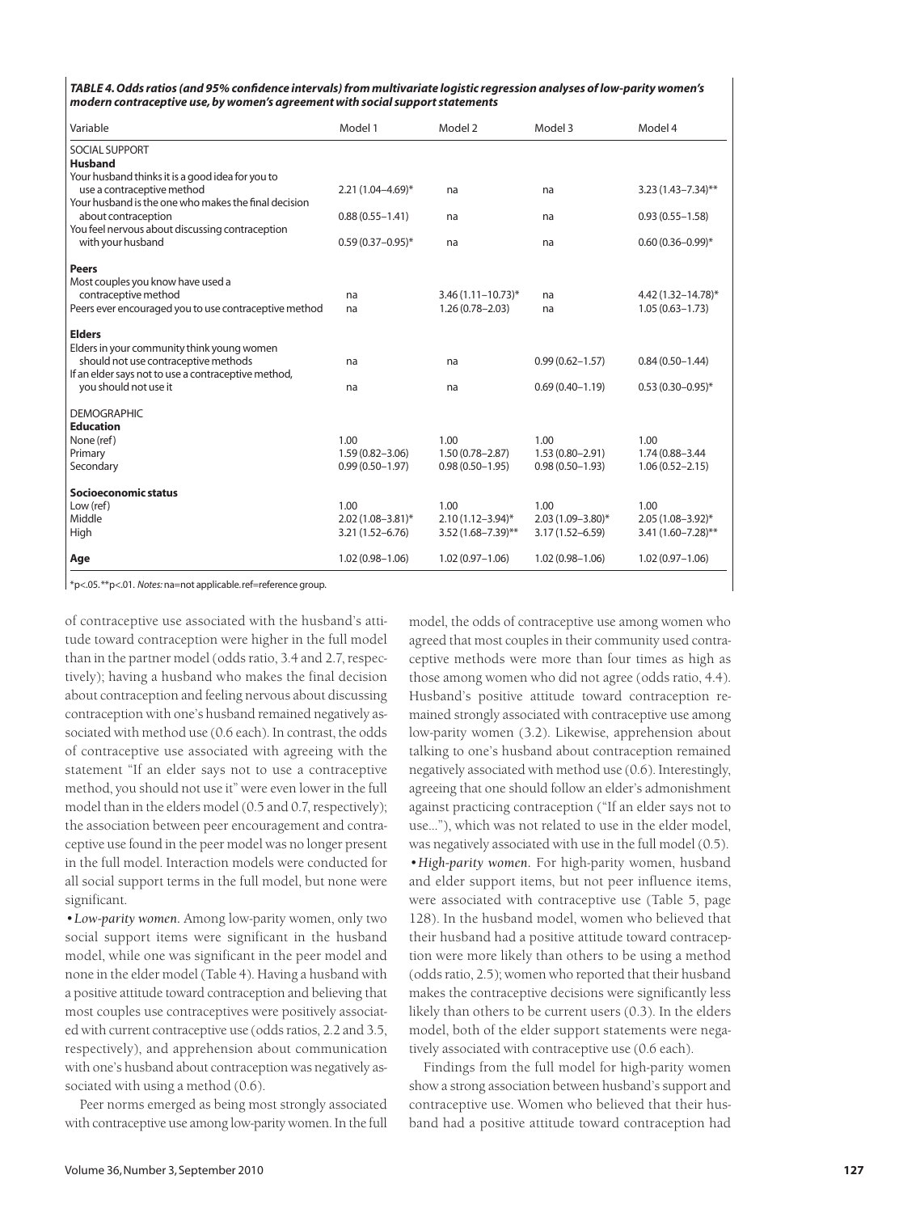*TABLE 4. Odds ratios (and 95% confidence intervals) from multivariate logistic regression analyses of low-parity women's modern contraceptive use, by women's agreement with social support statements*

| Variable | Model 1 | Model 2 | Model 3 | Model 4 |
|---|---|---|---|---|
| SOCIAL SUPPORT | | | | |
| **Husband** | | | | |
| Your husband thinks it is a good idea for you to use a contraceptive method | 2.21 (1.04–4.69)* | na | na | 3.23 (1.43–7.34)** |
| Your husband is the one who makes the final decision about contraception | 0.88 (0.55–1.41) | na | na | 0.93 (0.55–1.58) |
| You feel nervous about discussing contraception with your husband | 0.59 (0.37–0.95)* | na | na | 0.60 (0.36–0.99)* |
| **Peers** | | | | |
| Most couples you know have used a contraceptive method | na | 3.46 (1.11–10.73)* | na | 4.42 (1.32–14.78)* |
| Peers ever encouraged you to use contraceptive method | na | 1.26 (0.78–2.03) | na | 1.05 (0.63–1.73) |
| **Elders** | | | | |
| Elders in your community think young women should not use contraceptive methods | na | na | 0.99 (0.62–1.57) | 0.84 (0.50–1.44) |
| If an elder says not to use a contraceptive method, you should not use it | na | na | 0.69 (0.40–1.19) | 0.53 (0.30–0.95)* |
| DEMOGRAPHIC | | | | |
| **Education** | | | | |
| None (ref) | 1.00 | 1.00 | 1.00 | 1.00 |
| Primary | 1.59 (0.82–3.06) | 1.50 (0.78–2.87) | 1.53 (0.80–2.91) | 1.74 (0.88–3.44 |
| Secondary | 0.99 (0.50–1.97) | 0.98 (0.50–1.95) | 0.98 (0.50–1.93) | 1.06 (0.52–2.15) |
| **Socioeconomic status** | | | | |
| Low (ref) | 1.00 | 1.00 | 1.00 | 1.00 |
| Middle | 2.02 (1.08–3.81)* | 2.10 (1.12–3.94)* | 2.03 (1.09–3.80)* | 2.05 (1.08–3.92)* |
| High | 3.21 (1.52–6.76) | 3.52 (1.68–7.39)** | 3.17 (1.52–6.59) | 3.41 (1.60–7.28)** |
| **Age** | 1.02 (0.98–1.06) | 1.02 (0.97–1.06) | 1.02 (0.98–1.06) | 1.02 (0.97–1.06) |

*p<.05. **p<.01. *Notes:* na=not applicable. ref=reference group.

of contraceptive use associated with the husband's attitude toward contraception were higher in the full model than in the partner model (odds ratio, 3.4 and 2.7, respectively); having a husband who makes the final decision about contraception and feeling nervous about discussing contraception with one's husband remained negatively associated with method use (0.6 each). In contrast, the odds of contraceptive use associated with agreeing with the statement "If an elder says not to use a contraceptive method, you should not use it" were even lower in the full model than in the elders model (0.5 and 0.7, respectively); the association between peer encouragement and contraceptive use found in the peer model was no longer present in the full model. Interaction models were conducted for all social support terms in the full model, but none were significant.

• *Low-parity women.* Among low-parity women, only two social support items were significant in the husband model, while one was significant in the peer model and none in the elder model (Table 4). Having a husband with a positive attitude toward contraception and believing that most couples use contraceptives were positively associated with current contraceptive use (odds ratios, 2.2 and 3.5, respectively), and apprehension about communication with one's husband about contraception was negatively associated with using a method (0.6).

Peer norms emerged as being most strongly associated with contraceptive use among low-parity women. In the full model, the odds of contraceptive use among women who agreed that most couples in their community used contraceptive methods were more than four times as high as those among women who did not agree (odds ratio, 4.4). Husband's positive attitude toward contraception remained strongly associated with contraceptive use among low-parity women (3.2). Likewise, apprehension about talking to one's husband about contraception remained negatively associated with method use (0.6). Interestingly, agreeing that one should follow an elder's admonishment against practicing contraception ("If an elder says not to use..."), which was not related to use in the elder model, was negatively associated with use in the full model (0.5).

• *High-parity women.* For high-parity women, husband and elder support items, but not peer influence items, were associated with contraceptive use (Table 5, page 128). In the husband model, women who believed that their husband had a positive attitude toward contraception were more likely than others to be using a method (odds ratio, 2.5); women who reported that their husband makes the contraceptive decisions were significantly less likely than others to be current users (0.3). In the elders model, both of the elder support statements were negatively associated with contraceptive use (0.6 each).

Findings from the full model for high-parity women show a strong association between husband's support and contraceptive use. Women who believed that their husband had a positive attitude toward contraception had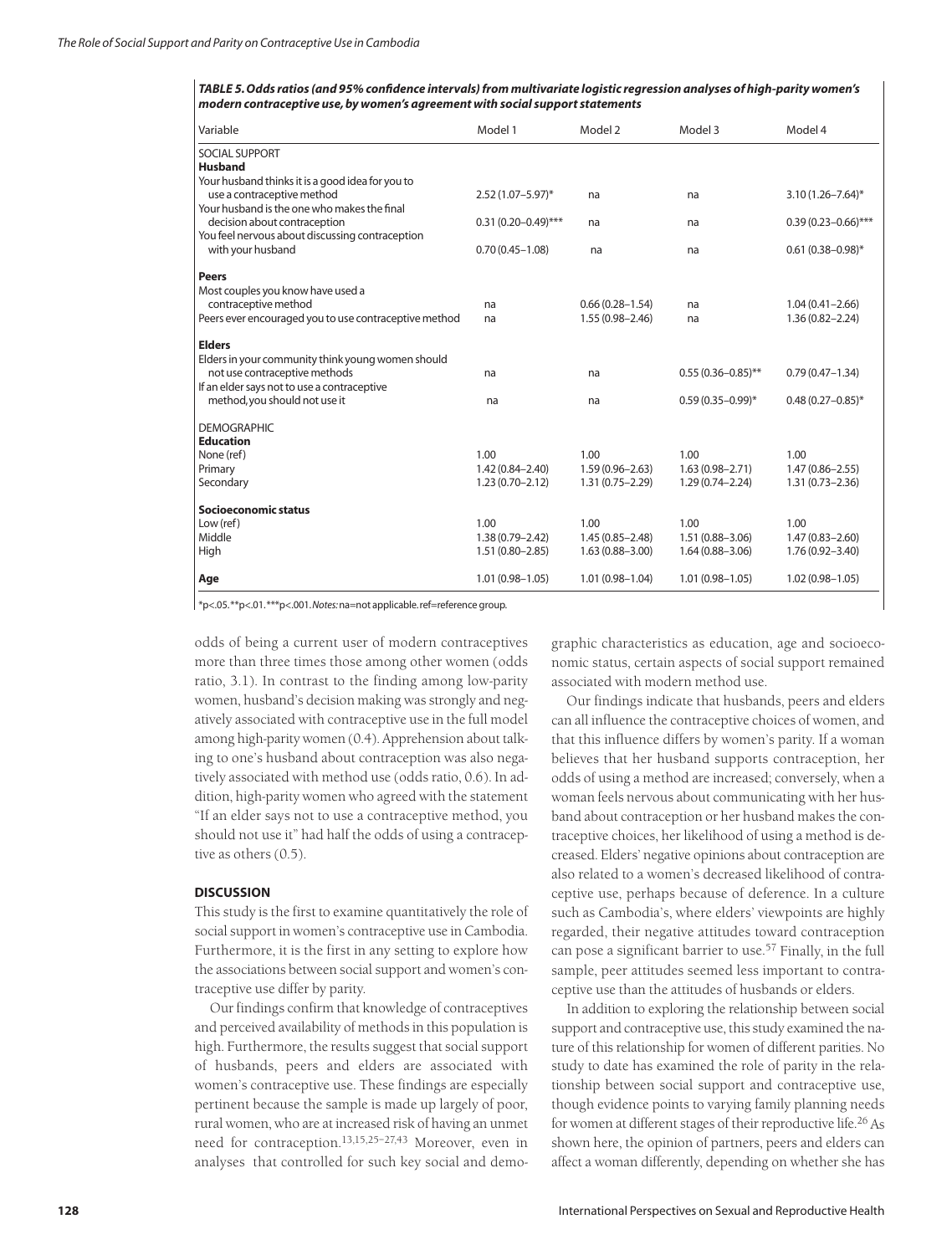**TABLE 5. Odds ratios (and 95% confidence intervals) from multivariate logistic regression analyses of high-parity women's modern contraceptive use, by women's agreement with social support statements**

| Variable | Model 1 | Model 2 | Model 3 | Model 4 |
|---|---|---|---|---|
| SOCIAL SUPPORT | | | | |
| **Husband** | | | | |
| Your husband thinks it is a good idea for you to use a contraceptive method | 2.52 (1.07–5.97)* | na | na | 3.10 (1.26–7.64)* |
| Your husband is the one who makes the final decision about contraception | 0.31 (0.20–0.49)*** | na | na | 0.39 (0.23–0.66)*** |
| You feel nervous about discussing contraception with your husband | 0.70 (0.45–1.08) | na | na | 0.61 (0.38–0.98)* |
| **Peers** | | | | |
| Most couples you know have used a contraceptive method | na | 0.66 (0.28–1.54) | na | 1.04 (0.41–2.66) |
| Peers ever encouraged you to use contraceptive method | na | 1.55 (0.98–2.46) | na | 1.36 (0.82–2.24) |
| **Elders** | | | | |
| Elders in your community think young women should not use contraceptive methods | na | na | 0.55 (0.36–0.85)** | 0.79 (0.47–1.34) |
| If an elder says not to use a contraceptive method, you should not use it | na | na | 0.59 (0.35–0.99)* | 0.48 (0.27–0.85)* |
| DEMOGRAPHIC | | | | |
| **Education** | | | | |
| None (ref) | 1.00 | 1.00 | 1.00 | 1.00 |
| Primary | 1.42 (0.84–2.40) | 1.59 (0.96–2.63) | 1.63 (0.98–2.71) | 1.47 (0.86–2.55) |
| Secondary | 1.23 (0.70–2.12) | 1.31 (0.75–2.29) | 1.29 (0.74–2.24) | 1.31 (0.73–2.36) |
| **Socioeconomic status** | | | | |
| Low (ref) | 1.00 | 1.00 | 1.00 | 1.00 |
| Middle | 1.38 (0.79–2.42) | 1.45 (0.85–2.48) | 1.51 (0.88–3.06) | 1.47 (0.83–2.60) |
| High | 1.51 (0.80–2.85) | 1.63 (0.88–3.00) | 1.64 (0.88–3.06) | 1.76 (0.92–3.40) |
| **Age** | 1.01 (0.98–1.05) | 1.01 (0.98–1.04) | 1.01 (0.98–1.05) | 1.02 (0.98–1.05) |

*p<.05. **p<.01. ***p<.001. *Notes:* na=not applicable. ref=reference group.

odds of being a current user of modern contraceptives more than three times those among other women (odds ratio, 3.1). In contrast to the finding among low-parity women, husband's decision making was strongly and negatively associated with contraceptive use in the full model among high-parity women (0.4). Apprehension about talking to one's husband about contraception was also negatively associated with method use (odds ratio, 0.6). In addition, high-parity women who agreed with the statement "If an elder says not to use a contraceptive method, you should not use it" had half the odds of using a contraceptive as others (0.5).

## DISCUSSION

This study is the first to examine quantitatively the role of social support in women's contraceptive use in Cambodia. Furthermore, it is the first in any setting to explore how the associations between social support and women's contraceptive use differ by parity.

Our findings confirm that knowledge of contraceptives and perceived availability of methods in this population is high. Furthermore, the results suggest that social support of husbands, peers and elders are associated with women's contraceptive use. These findings are especially pertinent because the sample is made up largely of poor, rural women, who are at increased risk of having an unmet need for contraception.[13,15,25–27,43] Moreover, even in analyses that controlled for such key social and demographic characteristics as education, age and socioeconomic status, certain aspects of social support remained associated with modern method use.

Our findings indicate that husbands, peers and elders can all influence the contraceptive choices of women, and that this influence differs by women's parity. If a woman believes that her husband supports contraception, her odds of using a method are increased; conversely, when a woman feels nervous about communicating with her husband about contraception or her husband makes the contraceptive choices, her likelihood of using a method is decreased. Elders' negative opinions about contraception are also related to a women's decreased likelihood of contraceptive use, perhaps because of deference. In a culture such as Cambodia's, where elders' viewpoints are highly regarded, their negative attitudes toward contraception can pose a significant barrier to use.[57] Finally, in the full sample, peer attitudes seemed less important to contraceptive use than the attitudes of husbands or elders.

In addition to exploring the relationship between social support and contraceptive use, this study examined the nature of this relationship for women of different parities. No study to date has examined the role of parity in the relationship between social support and contraceptive use, though evidence points to varying family planning needs for women at different stages of their reproductive life.[26] As shown here, the opinion of partners, peers and elders can affect a woman differently, depending on whether she has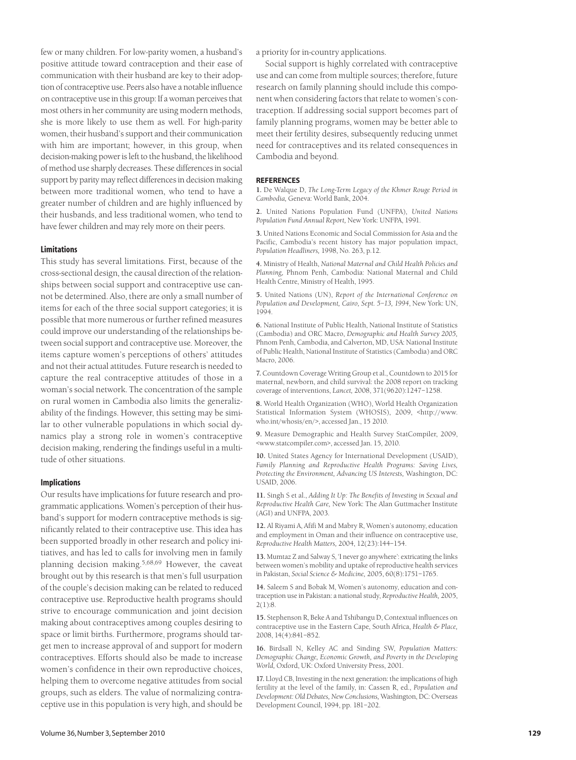few or many children. For low-parity women, a husband's positive attitude toward contraception and their ease of communication with their husband are key to their adoption of contraceptive use. Peers also have a notable influence on contraceptive use in this group: If a woman perceives that most others in her community are using modern methods, she is more likely to use them as well. For high-parity women, their husband's support and their communication with him are important; however, in this group, when decision-making power is left to the husband, the likelihood of method use sharply decreases. These differences in social support by parity may reflect differences in decision making between more traditional women, who tend to have a greater number of children and are highly influenced by their husbands, and less traditional women, who tend to have fewer children and may rely more on their peers.

### Limitations

This study has several limitations. First, because of the cross-sectional design, the causal direction of the relationships between social support and contraceptive use cannot be determined. Also, there are only a small number of items for each of the three social support categories; it is possible that more numerous or further refined measures could improve our understanding of the relationships between social support and contraceptive use. Moreover, the items capture women's perceptions of others' attitudes and not their actual attitudes. Future research is needed to capture the real contraceptive attitudes of those in a woman's social network. The concentration of the sample on rural women in Cambodia also limits the generalizability of the findings. However, this setting may be similar to other vulnerable populations in which social dynamics play a strong role in women's contraceptive decision making, rendering the findings useful in a multitude of other situations.

### Implications

Our results have implications for future research and programmatic applications. Women's perception of their husband's support for modern contraceptive methods is significantly related to their contraceptive use. This idea has been supported broadly in other research and policy initiatives, and has led to calls for involving men in family planning decision making.[5,68,69] However, the caveat brought out by this research is that men's full usurpation of the couple's decision making can be related to reduced contraceptive use. Reproductive health programs should strive to encourage communication and joint decision making about contraceptives among couples desiring to space or limit births. Furthermore, programs should target men to increase approval of and support for modern contraceptives. Efforts should also be made to increase women's confidence in their own reproductive choices, helping them to overcome negative attitudes from social groups, such as elders. The value of normalizing contraceptive use in this population is very high, and should be a priority for in-country applications.

Social support is highly correlated with contraceptive use and can come from multiple sources; therefore, future research on family planning should include this component when considering factors that relate to women's contraception. If addressing social support becomes part of family planning programs, women may be better able to meet their fertility desires, subsequently reducing unmet need for contraceptives and its related consequences in Cambodia and beyond.

#### REFERENCES

**1.** De Walque D, *The Long-Term Legacy of the Khmer Rouge Period in Cambodia,* Geneva: World Bank, 2004.

**2.** United Nations Population Fund (UNFPA), *United Nations Population Fund Annual Report,* New York: UNFPA, 1991.

**3.** United Nations Economic and Social Commission for Asia and the Pacific, Cambodia's recent history has major population impact, *Population Headliners,* 1998, No. 263, p.12.

**4.** Ministry of Health, *National Maternal and Child Health Policies and Planning,* Phnom Penh, Cambodia: National Maternal and Child Health Centre, Ministry of Health, 1995.

**5.** United Nations (UN), *Report of the International Conference on Population and Development, Cairo, Sept. 5–13, 1994,* New York: UN, 1994.

**6.** National Institute of Public Health, National Institute of Statistics (Cambodia) and ORC Macro, *Demographic and Health Survey 2005,* Phnom Penh, Cambodia, and Calverton, MD, USA: National Institute of Public Health, National Institute of Statistics (Cambodia) and ORC Macro, 2006.

**7.** Countdown Coverage Writing Group et al., Countdown to 2015 for maternal, newborn, and child survival: the 2008 report on tracking coverage of interventions, *Lancet,* 2008, 371(9620):1247–1258.

**8.** World Health Organization (WHO), World Health Organization Statistical Information System (WHOSIS), 2009, <http://www.who.int/whosis/en/>, accessed Jan., 15 2010.

**9.** Measure Demographic and Health Survey StatCompiler, 2009, <www.statcompiler.com>, accessed Jan. 15, 2010.

**10.** United States Agency for International Development (USAID), *Family Planning and Reproductive Health Programs: Saving Lives, Protecting the Environment, Advancing US Interests,* Washington, DC: USAID, 2006.

**11.** Singh S et al., *Adding It Up: The Benefits of Investing in Sexual and Reproductive Health Care,* New York: The Alan Guttmacher Institute (AGI) and UNFPA, 2003.

**12.** Al Riyami A, Afifi M and Mabry R, Women's autonomy, education and employment in Oman and their influence on contraceptive use, *Reproductive Health Matters,* 2004, 12(23):144–154.

**13.** Mumtaz Z and Salway S, 'I never go anywhere': extricating the links between women's mobility and uptake of reproductive health services in Pakistan, *Social Science & Medicine,* 2005, 60(8):1751–1765.

**14.** Saleem S and Bobak M, Women's autonomy, education and contraception use in Pakistan: a national study, *Reproductive Health,* 2005, 2(1):8.

**15.** Stephenson R, Beke A and Tshibangu D, Contextual influences on contraceptive use in the Eastern Cape, South Africa, *Health & Place,* 2008, 14(4):841–852.

**16.** Birdsall N, Kelley AC and Sinding SW, *Population Matters: Demographic Change, Economic Growth, and Poverty in the Developing World,* Oxford, UK: Oxford University Press, 2001.

**17.** Lloyd CB, Investing in the next generation: the implications of high fertility at the level of the family, in: Cassen R, ed., *Population and Development: Old Debates, New Conclusions,* Washington, DC: Overseas Development Council, 1994, pp. 181–202.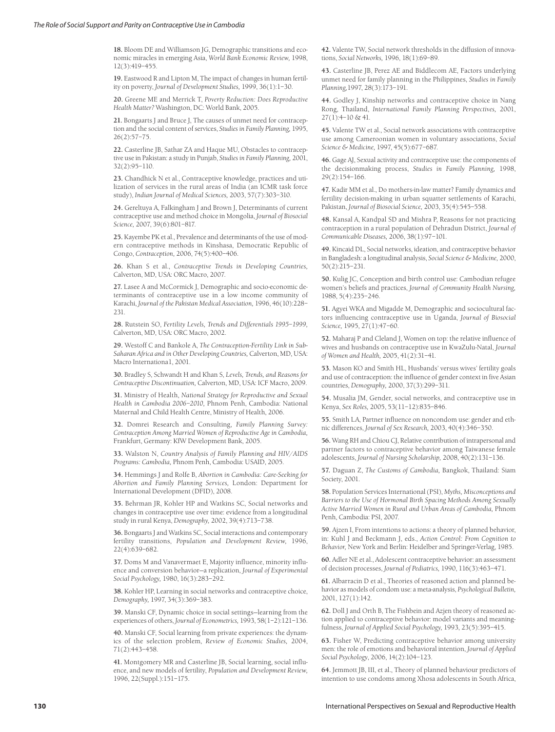**18.** Bloom DE and Williamson JG, Demographic transitions and economic miracles in emerging Asia, *World Bank Economic Review,* 1998, 12(3):419–455.

**19.** Eastwood R and Lipton M, The impact of changes in human fertility on poverty, *Journal of Development Studies,* 1999, 36(1):1–30.

**20.** Greene ME and Merrick T, *Poverty Reduction: Does Reproductive Health Matter?* Washington, DC: World Bank, 2005.

**21.** Bongaarts J and Bruce J, The causes of unmet need for contraception and the social content of services, *Studies in Family Planning,* 1995, 26(2):57–75.

**22.** Casterline JB, Sathar ZA and Haque MU, Obstacles to contraceptive use in Pakistan: a study in Punjab, *Studies in Family Planning,* 2001, 32(2):95–110.

**23.** Chandhick N et al., Contraceptive knowledge, practices and utilization of services in the rural areas of India (an ICMR task force study), *Indian Journal of Medical Sciences,* 2003, 57(7):303–310.

**24.** Gereltuya A, Falkingham J and Brown J, Determinants of current contraceptive use and method choice in Mongolia, *Journal of Biosocial Science,* 2007, 39(6):801–817.

**25.** Kayembe PK et al., Prevalence and determinants of the use of modern contraceptive methods in Kinshasa, Democratic Republic of Congo, *Contraception,* 2006, 74(5):400–406.

**26.** Khan S et al., *Contraceptive Trends in Developing Countries,* Calverton, MD, USA: ORC Macro, 2007.

**27.** Lasee A and McCormick J, Demographic and socio-economic determinants of contraceptive use in a low income community of Karachi, *Journal of the Pakistan Medical Association,* 1996, 46(10):228–231.

**28.** Rutstein SO, *Fertility Levels, Trends and Differentials 1995–1999,* Calverton, MD, USA: ORC Macro, 2002.

**29.** Westoff C and Bankole A, *The Contraception-Fertility Link in Sub-Saharan Africa and in Other Developing Countries,* Calverton, MD, USA: Macro Internationa1, 2001.

**30.** Bradley S, Schwandt H and Khan S, *Levels, Trends, and Reasons for Contraceptive Discontinuation,* Calverton, MD, USA: ICF Macro, 2009.

**31.** Ministry of Health, *National Strategy for Reproductive and Sexual Health in Cambodia 2006–2010,* Phnom Penh, Cambodia: National Maternal and Child Health Centre, Ministry of Health, 2006.

**32.** Domrei Research and Consulting, *Family Planning Survey: Contraception Among Married Women of Reproductive Age in Cambodia,* Frankfurt, Germany: KfW Development Bank, 2005.

**33.** Walston N, *Country Analysis of Family Planning and HIV/AIDS Programs: Cambodia,* Phnom Penh, Cambodia: USAID, 2005.

**34.** Hemmings J and Rolfe B, *Abortion in Cambodia: Care-Seeking for Abortion and Family Planning Services,* London: Department for International Development (DFID), 2008.

**35.** Behrman JR, Kohler HP and Watkins SC, Social networks and changes in contraceptive use over time: evidence from a longitudinal study in rural Kenya, *Demography,* 2002, 39(4):713–738.

**36.** Bongaarts J and Watkins SC, Social interactions and contemporary fertility transitions, *Population and Development Review,* 1996, 22(4):639–682.

**37.** Doms M and Vanavermaet E, Majority influence, minority influence and conversion behavior—a replication, *Journal of Experimental Social Psychology,* 1980, 16(3):283–292.

**38.** Kohler HP, Learning in social networks and contraceptive choice, *Demography,* 1997, 34(3):369–383.

**39.** Manski CF, Dynamic choice in social settings—learning from the experiences of others, *Journal of Econometrics,* 1993, 58(1–2):121–136.

**40.** Manski CF, Social learning from private experiences: the dynamics of the selection problem, *Review of Economic Studies,* 2004, 71(2):443–458.

**41.** Montgomery MR and Casterline JB, Social learning, social influence, and new models of fertility, *Population and Development Review,* 1996, 22(Suppl.):151–175.

**42.** Valente TW, Social network thresholds in the diffusion of innovations, *Social Networks,* 1996, 18(1):69–89.

**43.** Casterline JB, Perez AE and Biddlecom AE, Factors underlying unmet need for family planning in the Philippines, *Studies in Family Planning,*1997, 28(3):173–191.

**44.** Godley J, Kinship networks and contraceptive choice in Nang Rong, Thailand, *International Family Planning Perspectives,* 2001, 27(1):4–10 & 41.

**45.** Valente TW et al., Social network associations with contraceptive use among Cameroonian women in voluntary associations, *Social Science & Medicine,* 1997, 45(5):677–687.

**46.** Gage AJ, Sexual activity and contraceptive use: the components of the decisionmaking process, *Studies in Family Planning,* 1998, 29(2):154–166.

**47.** Kadir MM et al., Do mothers-in-law matter? Family dynamics and fertility decision-making in urban squatter settlements of Karachi, Pakistan, *Journal of Biosocial Science,* 2003, 35(4):545–558.

**48.** Kansal A, Kandpal SD and Mishra P, Reasons for not practicing contraception in a rural population of Dehradun District, *Journal of Communicable Diseases,* 2006, 38(1):97–101.

**49.** Kincaid DL, Social networks, ideation, and contraceptive behavior in Bangladesh: a longitudinal analysis, *Social Science & Medicine,* 2000, 50(2):215–231.

**50.** Kulig JC, Conception and birth control use: Cambodian refugee women's beliefs and practices, *Journal of Community Health Nursing,* 1988, 5(4):235–246.

**51.** Agyei WKA and Migadde M, Demographic and sociocultural factors influencing contraceptive use in Uganda, *Journal of Biosocial Science,* 1995, 27(1):47–60.

**52.** Maharaj P and Cleland J, Women on top: the relative influence of wives and husbands on contraceptive use in KwaZulu-Natal, *Journal of Women and Health,* 2005, 41(2):31–41.

**53.** Mason KO and Smith HL, Husbands' versus wives' fertility goals and use of contraception: the influence of gender context in five Asian countries, *Demography,* 2000, 37(3):299–311.

**54.** Musalia JM, Gender, social networks, and contraceptive use in Kenya, *Sex Roles,* 2005, 53(11–12):835–846.

**55.** Smith LA, Partner influence on noncondom use: gender and ethnic differences, *Journal of Sex Research,* 2003, 40(4):346–350.

**56.** Wang RH and Chiou CJ, Relative contribution of intrapersonal and partner factors to contraceptive behavior among Taiwanese female adolescents, *Journal of Nursing Scholarship,* 2008, 40(2):131–136.

**57.** Daguan Z, *The Customs of Cambodia,* Bangkok, Thailand: Siam Society, 2001.

**58.** Population Services International (PSI), *Myths, Misconceptions and Barriers to the Use of Hormonal Birth Spacing Methods Among Sexually Active Married Women in Rural and Urban Areas of Cambodia,* Phnom Penh, Cambodia: PSI, 2007.

**59.** Ajzen I, From intentions to actions: a theory of planned behavior, in: Kuhl J and Beckmann J, eds., *Action Control: From Cognition to Behavior,* New York and Berlin: Heidelber and Springer-Verlag, 1985.

**60.** Adler NE et al., Adolescent contraceptive behavior: an assessment of decision processes, *Journal of Pediatrics,* 1990, 116(3):463–471.

**61.** Albarracin D et al., Theories of reasoned action and planned behavior as models of condom use: a meta-analysis, *Psychological Bulletin,* 2001, 127(1):142.

**62.** Doll J and Orth B, The Fishbein and Azjen theory of reasoned action applied to contraceptive behavior: model variants and meaningfulness, *Journal of Applied Social Psychology,* 1993, 23(5):395–415.

**63.** Fisher W, Predicting contraceptive behavior among university men: the role of emotions and behavioral intention, *Journal of Applied Social Psychology,* 2006, 14(2):104–123.

**64.** Jemmott JB, III, et al., Theory of planned behaviour predictors of intention to use condoms among Xhosa adolescents in South Africa,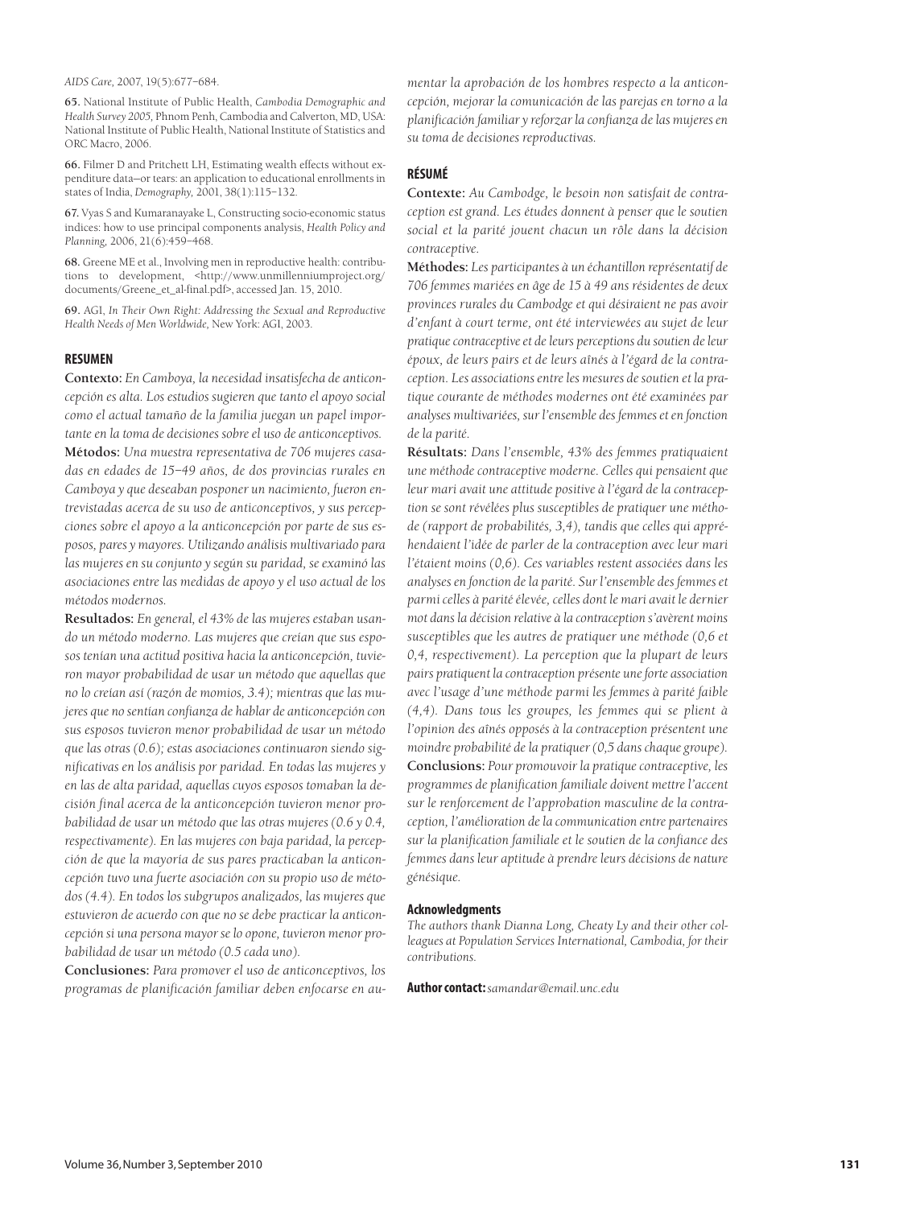*AIDS Care*, 2007, 19(5):677–684.

**65.** National Institute of Public Health, *Cambodia Demographic and Health Survey 2005*, Phnom Penh, Cambodia and Calverton, MD, USA: National Institute of Public Health, National Institute of Statistics and ORC Macro, 2006.

**66.** Filmer D and Pritchett LH, Estimating wealth effects without expenditure data—or tears: an application to educational enrollments in states of India, *Demography*, 2001, 38(1):115–132.

**67.** Vyas S and Kumaranayake L, Constructing socio-economic status indices: how to use principal components analysis, *Health Policy and Planning*, 2006, 21(6):459–468.

**68.** Greene ME et al., Involving men in reproductive health: contributions to development, <http://www.unmillenniumproject.org/documents/Greene_et_al-final.pdf>, accessed Jan. 15, 2010.

**69.** AGI, *In Their Own Right: Addressing the Sexual and Reproductive Health Needs of Men Worldwide*, New York: AGI, 2003.

## RESUMEN

**Contexto:** *En Camboya, la necesidad insatisfecha de anticoncepción es alta. Los estudios sugieren que tanto el apoyo social como el actual tamaño de la familia juegan un papel importante en la toma de decisiones sobre el uso de anticonceptivos.*

**Métodos:** *Una muestra representativa de 706 mujeres casadas en edades de 15–49 años, de dos provincias rurales en Camboya y que deseaban posponer un nacimiento, fueron entrevistadas acerca de su uso de anticonceptivos, y sus percepciones sobre el apoyo a la anticoncepción por parte de sus esposos, pares y mayores. Utilizando análisis multivariado para las mujeres en su conjunto y según su paridad, se examinó las asociaciones entre las medidas de apoyo y el uso actual de los métodos modernos.*

**Resultados:** *En general, el 43% de las mujeres estaban usando un método moderno. Las mujeres que creían que sus esposos tenían una actitud positiva hacia la anticoncepción, tuvieron mayor probabilidad de usar un método que aquellas que no lo creían así (razón de momios, 3.4); mientras que las mujeres que no sentían confianza de hablar de anticoncepción con sus esposos tuvieron menor probabilidad de usar un método que las otras (0.6); estas asociaciones continuaron siendo significativas en los análisis por paridad. En todas las mujeres y en las de alta paridad, aquellas cuyos esposos tomaban la decisión final acerca de la anticoncepción tuvieron menor probabilidad de usar un método que las otras mujeres (0.6 y 0.4, respectivamente). En las mujeres con baja paridad, la percepción de que la mayoría de sus pares practicaban la anticoncepción tuvo una fuerte asociación con su propio uso de métodos (4.4). En todos los subgrupos analizados, las mujeres que estuvieron de acuerdo con que no se debe practicar la anticoncepción si una persona mayor se lo opone, tuvieron menor probabilidad de usar un método (0.5 cada uno).*

**Conclusiones:** *Para promover el uso de anticonceptivos, los programas de planificación familiar deben enfocarse en aumentar la aprobación de los hombres respecto a la anticoncepción, mejorar la comunicación de las parejas en torno a la planificación familiar y reforzar la confianza de las mujeres en su toma de decisiones reproductivas.*

## RÉSUMÉ

**Contexte:** *Au Cambodge, le besoin non satisfait de contraception est grand. Les études donnent à penser que le soutien social et la parité jouent chacun un rôle dans la décision contraceptive.*

**Méthodes:** *Les participantes à un échantillon représentatif de 706 femmes mariées en âge de 15 à 49 ans résidentes de deux provinces rurales du Cambodge et qui désiraient ne pas avoir d'enfant à court terme, ont été interviewées au sujet de leur pratique contraceptive et de leurs perceptions du soutien de leur époux, de leurs pairs et de leurs aînés à l'égard de la contraception. Les associations entre les mesures de soutien et la pratique courante de méthodes modernes ont été examinées par analyses multivariées, sur l'ensemble des femmes et en fonction de la parité.*

**Résultats:** *Dans l'ensemble, 43% des femmes pratiquaient une méthode contraceptive moderne. Celles qui pensaient que leur mari avait une attitude positive à l'égard de la contraception se sont révélées plus susceptibles de pratiquer une méthode (rapport de probabilités, 3,4), tandis que celles qui appréhendaient l'idée de parler de la contraception avec leur mari l'étaient moins (0,6). Ces variables restent associées dans les analyses en fonction de la parité. Sur l'ensemble des femmes et parmi celles à parité élevée, celles dont le mari avait le dernier mot dans la décision relative à la contraception s'avèrent moins susceptibles que les autres de pratiquer une méthode (0,6 et 0,4, respectivement). La perception que la plupart de leurs pairs pratiquent la contraception présente une forte association avec l'usage d'une méthode parmi les femmes à parité faible (4,4). Dans tous les groupes, les femmes qui se plient à l'opinion des aînés opposés à la contraception présentent une moindre probabilité de la pratiquer (0,5 dans chaque groupe).*

**Conclusions:** *Pour promouvoir la pratique contraceptive, les programmes de planification familiale doivent mettre l'accent sur le renforcement de l'approbation masculine de la contraception, l'amélioration de la communication entre partenaires sur la planification familiale et le soutien de la confiance des femmes dans leur aptitude à prendre leurs décisions de nature génésique.*

### Acknowledgments

*The authors thank Dianna Long, Cheaty Ly and their other colleagues at Population Services International, Cambodia, for their contributions.*

**Author contact:** *samandar@email.unc.edu*